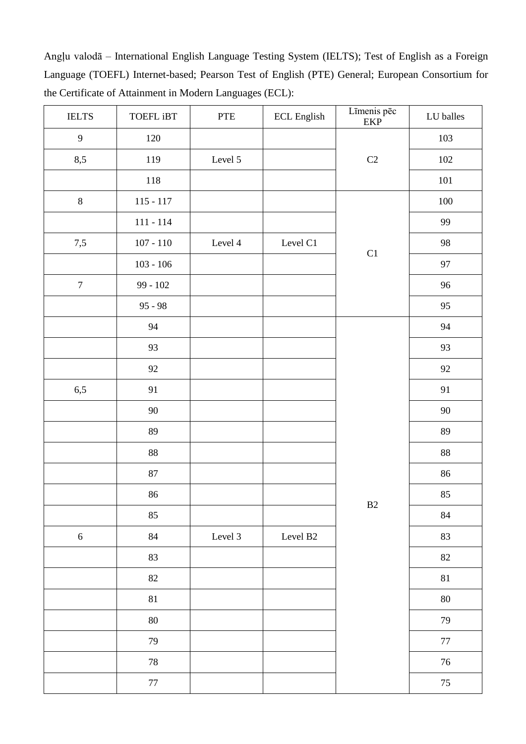Angļu valodā – International English Language Testing System (IELTS); Test of English as a Foreign Language (TOEFL) Internet-based; Pearson Test of English (PTE) General; European Consortium for the Certificate of Attainment in Modern Languages (ECL):

| IELTS | TOEFL iBT | PTE | ECL English | Līmenis pēc EKP | LU balles |
|---|---|---|---|---|---|
| 9 | 120 | | | C2 | 103 |
| 8,5 | 119 | Level 5 | | | 102 |
| | 118 | | | | 101 |
| 8 | 115 - 117 | | | C1 | 100 |
| | 111 - 114 | | | | 99 |
| 7,5 | 107 - 110 | Level 4 | Level C1 | | 98 |
| | 103 - 106 | | | | 97 |
| 7 | 99 - 102 | | | | 96 |
| | 95 - 98 | | | | 95 |
| | 94 | | | B2 | 94 |
| | 93 | | | | 93 |
| | 92 | | | | 92 |
| 6,5 | 91 | | | | 91 |
| | 90 | | | | 90 |
| | 89 | | | | 89 |
| | 88 | | | | 88 |
| | 87 | | | | 86 |
| | 86 | | | | 85 |
| | 85 | | | | 84 |
| 6 | 84 | Level 3 | Level B2 | | 83 |
| | 83 | | | | 82 |
| | 82 | | | | 81 |
| | 81 | | | | 80 |
| | 80 | | | | 79 |
| | 79 | | | | 77 |
| | 78 | | | | 76 |
| | 77 | | | | 75 |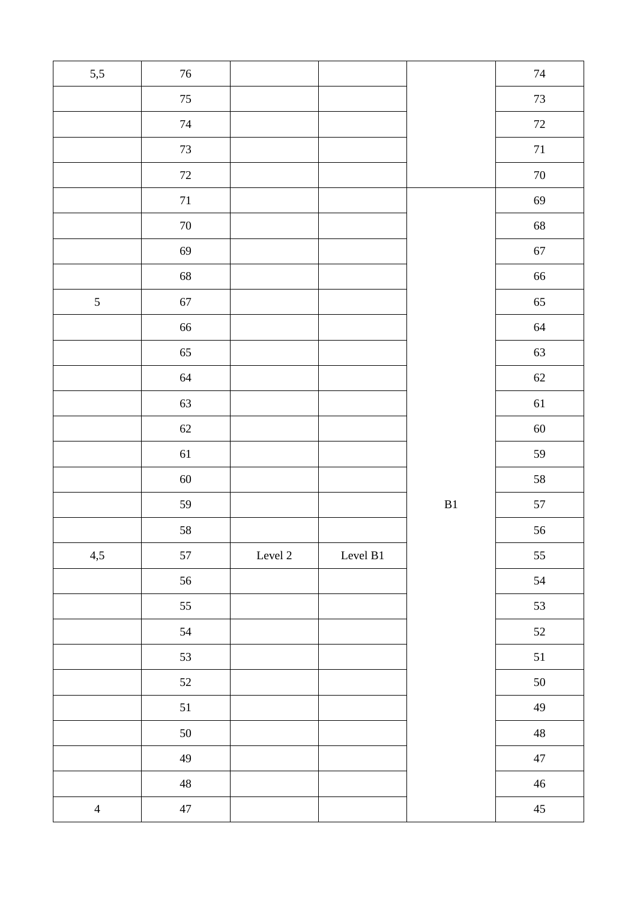| | | | | | |
|---|---|---|---|---|---|
| 5,5 | 76 | | | | 74 |
| | 75 | | | | 73 |
| | 74 | | | | 72 |
| | 73 | | | | 71 |
| | 72 | | | | 70 |
| | 71 | | | | 69 |
| | 70 | | | | 68 |
| | 69 | | | | 67 |
| | 68 | | | | 66 |
| 5 | 67 | | | | 65 |
| | 66 | | | | 64 |
| | 65 | | | | 63 |
| | 64 | | | | 62 |
| | 63 | | | | 61 |
| | 62 | | | | 60 |
| | 61 | | | | 59 |
| | 60 | | | | 58 |
| | 59 | | | B1 | 57 |
| | 58 | | | | 56 |
| 4,5 | 57 | Level 2 | Level B1 | | 55 |
| | 56 | | | | 54 |
| | 55 | | | | 53 |
| | 54 | | | | 52 |
| | 53 | | | | 51 |
| | 52 | | | | 50 |
| | 51 | | | | 49 |
| | 50 | | | | 48 |
| | 49 | | | | 47 |
| | 48 | | | | 46 |
| 4 | 47 | | | | 45 |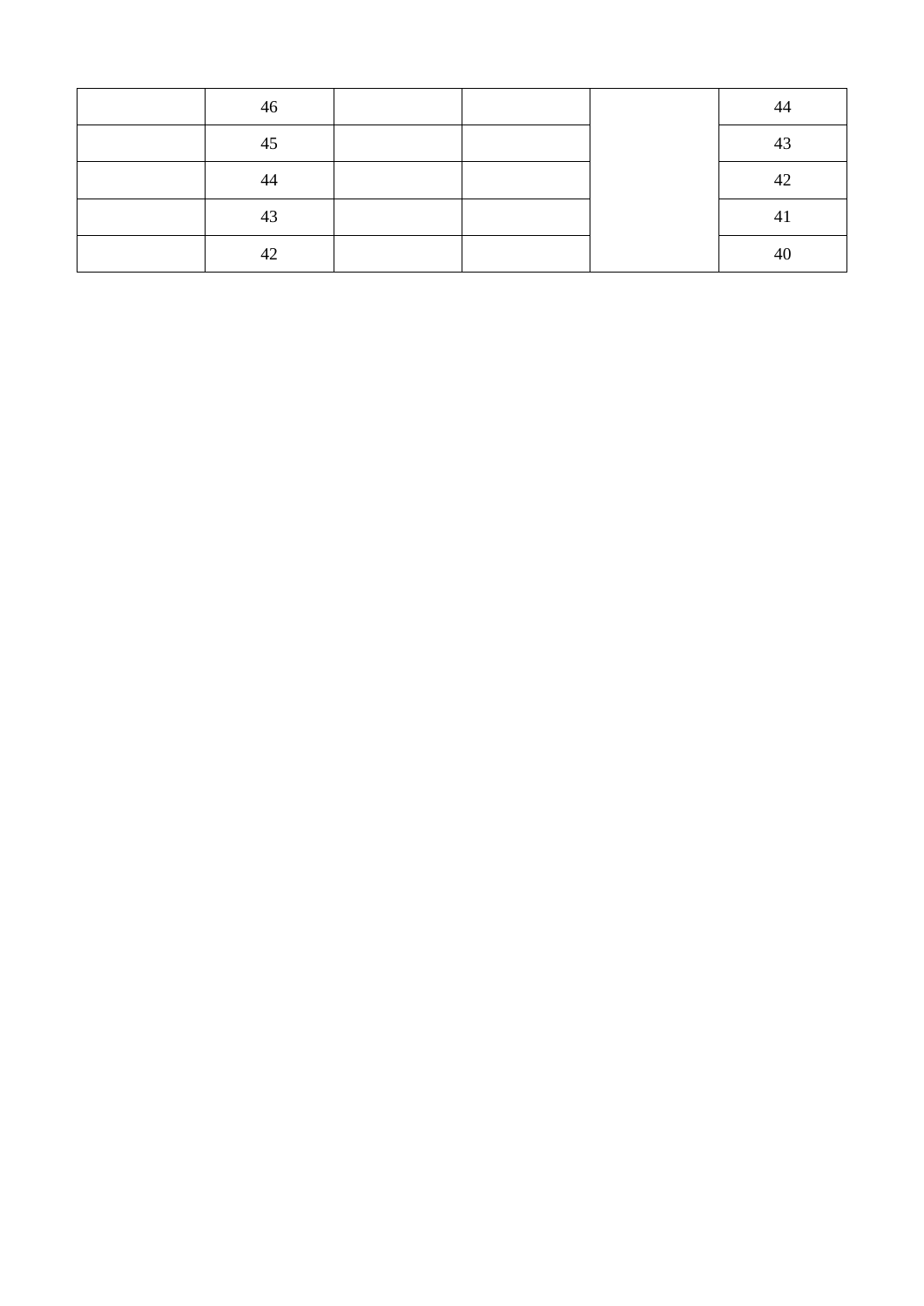| | | | | | |
|---|---|---|---|---|---|
| | 46 | | | | 44 |
| | 45 | | | | 43 |
| | 44 | | | | 42 |
| | 43 | | | | 41 |
| | 42 | | | | 40 |